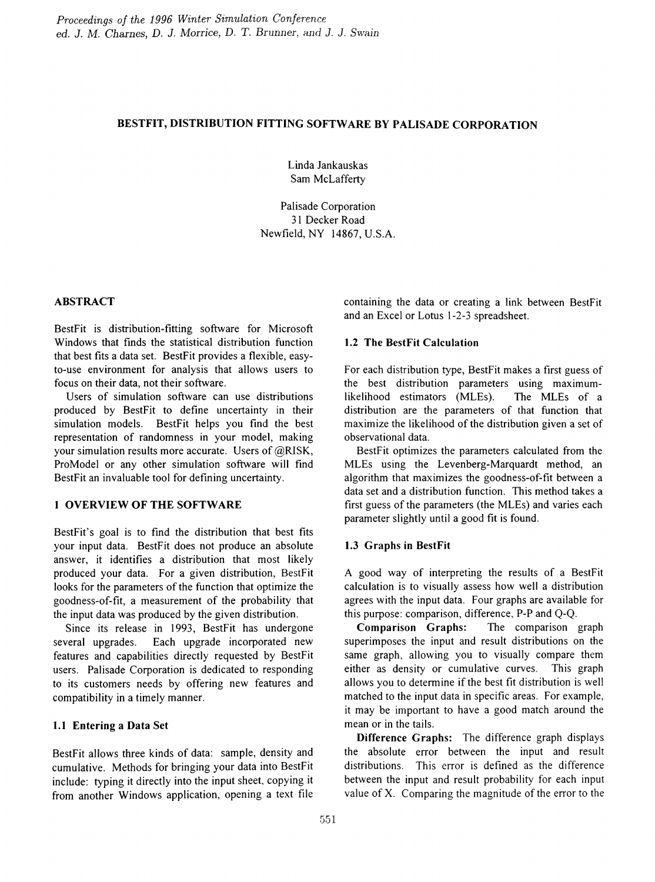*Proceedings of the 1996 Winter Simulation Conference*
*ed. J. M. Charnes, D. J. Morrice, D. T. Brunner, and J. J. Swain*

# BESTFIT, DISTRIBUTION FITTING SOFTWARE BY PALISADE CORPORATION

Linda Jankauskas
Sam McLafferty

Palisade Corporation
31 Decker Road
Newfield, NY 14867, U.S.A.

## ABSTRACT

BestFit is distribution-fitting software for Microsoft Windows that finds the statistical distribution function that best fits a data set. BestFit provides a flexible, easy-to-use environment for analysis that allows users to focus on their data, not their software.

Users of simulation software can use distributions produced by BestFit to define uncertainty in their simulation models. BestFit helps you find the best representation of randomness in your model, making your simulation results more accurate. Users of @RISK, ProModel or any other simulation software will find BestFit an invaluable tool for defining uncertainty.

## 1 OVERVIEW OF THE SOFTWARE

BestFit's goal is to find the distribution that best fits your input data. BestFit does not produce an absolute answer, it identifies a distribution that most likely produced your data. For a given distribution, BestFit looks for the parameters of the function that optimize the goodness-of-fit, a measurement of the probability that the input data was produced by the given distribution.

Since its release in 1993, BestFit has undergone several upgrades. Each upgrade incorporated new features and capabilities directly requested by BestFit users. Palisade Corporation is dedicated to responding to its customers needs by offering new features and compatibility in a timely manner.

### 1.1 Entering a Data Set

BestFit allows three kinds of data: sample, density and cumulative. Methods for bringing your data into BestFit include: typing it directly into the input sheet, copying it from another Windows application, opening a text file containing the data or creating a link between BestFit and an Excel or Lotus 1-2-3 spreadsheet.

### 1.2 The BestFit Calculation

For each distribution type, BestFit makes a first guess of the best distribution parameters using maximum-likelihood estimators (MLEs). The MLEs of a distribution are the parameters of that function that maximize the likelihood of the distribution given a set of observational data.

BestFit optimizes the parameters calculated from the MLEs using the Levenberg-Marquardt method, an algorithm that maximizes the goodness-of-fit between a data set and a distribution function. This method takes a first guess of the parameters (the MLEs) and varies each parameter slightly until a good fit is found.

### 1.3 Graphs in BestFit

A good way of interpreting the results of a BestFit calculation is to visually assess how well a distribution agrees with the input data. Four graphs are available for this purpose: comparison, difference, P-P and Q-Q.

**Comparison Graphs:** The comparison graph superimposes the input and result distributions on the same graph, allowing you to visually compare them either as density or cumulative curves. This graph allows you to determine if the best fit distribution is well matched to the input data in specific areas. For example, it may be important to have a good match around the mean or in the tails.

**Difference Graphs:** The difference graph displays the absolute error between the input and result distributions. This error is defined as the difference between the input and result probability for each input value of X. Comparing the magnitude of the error to the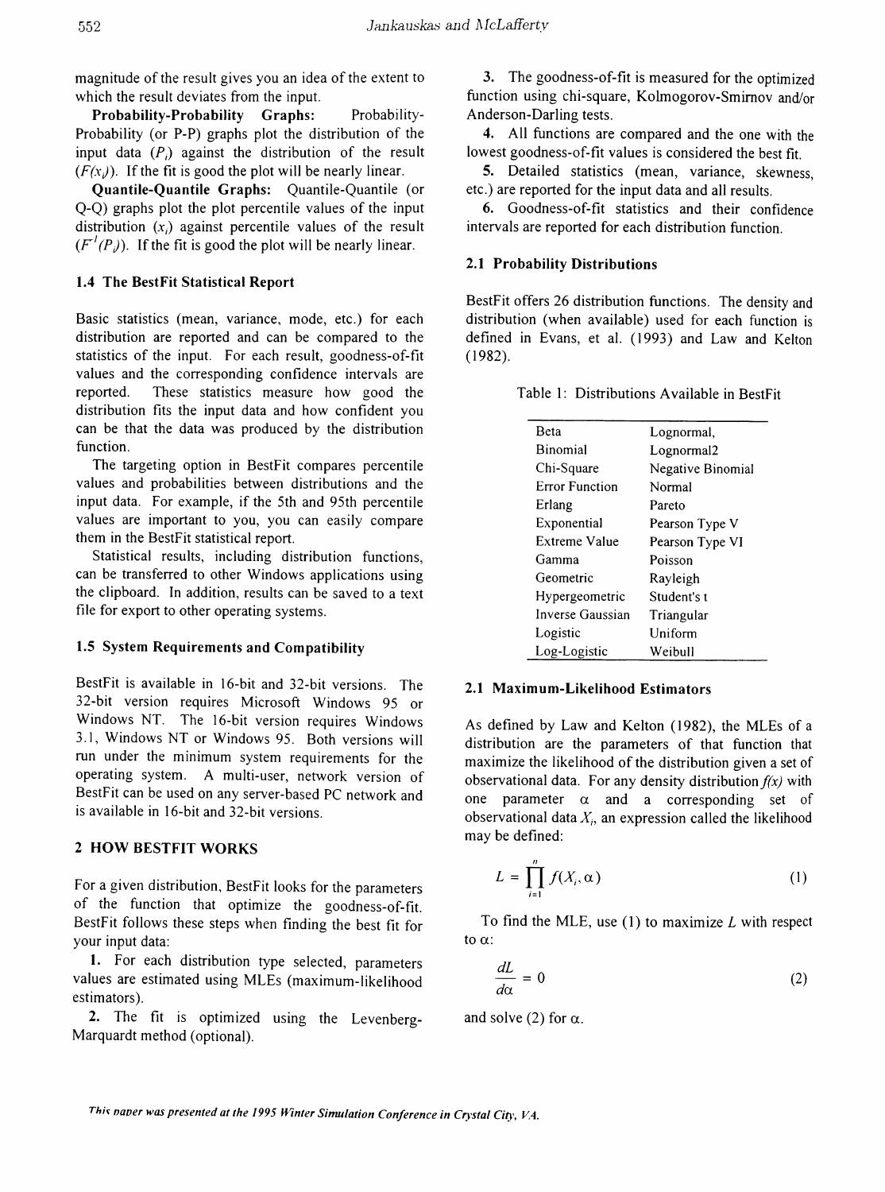magnitude of the result gives you an idea of the extent to which the result deviates from the input.

**Probability-Probability Graphs:** Probability-Probability (or P-P) graphs plot the distribution of the input data ($P_i$) against the distribution of the result ($F(x_i)$). If the fit is good the plot will be nearly linear.

**Quantile-Quantile Graphs:** Quantile-Quantile (or Q-Q) graphs plot the plot percentile values of the input distribution ($x_i$) against percentile values of the result ($F^{-1}(P_i)$). If the fit is good the plot will be nearly linear.

### 1.4 The BestFit Statistical Report

Basic statistics (mean, variance, mode, etc.) for each distribution are reported and can be compared to the statistics of the input. For each result, goodness-of-fit values and the corresponding confidence intervals are reported. These statistics measure how good the distribution fits the input data and how confident you can be that the data was produced by the distribution function.

The targeting option in BestFit compares percentile values and probabilities between distributions and the input data. For example, if the 5th and 95th percentile values are important to you, you can easily compare them in the BestFit statistical report.

Statistical results, including distribution functions, can be transferred to other Windows applications using the clipboard. In addition, results can be saved to a text file for export to other operating systems.

### 1.5 System Requirements and Compatibility

BestFit is available in 16-bit and 32-bit versions. The 32-bit version requires Microsoft Windows 95 or Windows NT. The 16-bit version requires Windows 3.1, Windows NT or Windows 95. Both versions will run under the minimum system requirements for the operating system. A multi-user, network version of BestFit can be used on any server-based PC network and is available in 16-bit and 32-bit versions.

## 2 HOW BESTFIT WORKS

For a given distribution, BestFit looks for the parameters of the function that optimize the goodness-of-fit. BestFit follows these steps when finding the best fit for your input data:

**1.** For each distribution type selected, parameters values are estimated using MLEs (maximum-likelihood estimators).

**2.** The fit is optimized using the Levenberg-Marquardt method (optional).

**3.** The goodness-of-fit is measured for the optimized function using chi-square, Kolmogorov-Smirnov and/or Anderson-Darling tests.

**4.** All functions are compared and the one with the lowest goodness-of-fit values is considered the best fit.

**5.** Detailed statistics (mean, variance, skewness, etc.) are reported for the input data and all results.

**6.** Goodness-of-fit statistics and their confidence intervals are reported for each distribution function.

### 2.1 Probability Distributions

BestFit offers 26 distribution functions. The density and distribution (when available) used for each function is defined in Evans, et al. (1993) and Law and Kelton (1982).

Table 1: Distributions Available in BestFit

| | |
|---|---|
| Beta | Lognormal, |
| Binomial | Lognormal2 |
| Chi-Square | Negative Binomial |
| Error Function | Normal |
| Erlang | Pareto |
| Exponential | Pearson Type V |
| Extreme Value | Pearson Type VI |
| Gamma | Poisson |
| Geometric | Rayleigh |
| Hypergeometric | Student's t |
| Inverse Gaussian | Triangular |
| Logistic | Uniform |
| Log-Logistic | Weibull |

### 2.1 Maximum-Likelihood Estimators

As defined by Law and Kelton (1982), the MLEs of a distribution are the parameters of that function that maximize the likelihood of the distribution given a set of observational data. For any density distribution $f(x)$ with one parameter $\alpha$ and a corresponding set of observational data $X_i$, an expression called the likelihood may be defined:

$$L = \prod_{i=1}^{n} f(X_i, \alpha) \tag{1}$$

To find the MLE, use (1) to maximize $L$ with respect to $\alpha$:

$$\frac{dL}{d\alpha} = 0 \tag{2}$$

and solve (2) for $\alpha$.

*This paper was presented at the 1995 Winter Simulation Conference in Crystal City, VA.*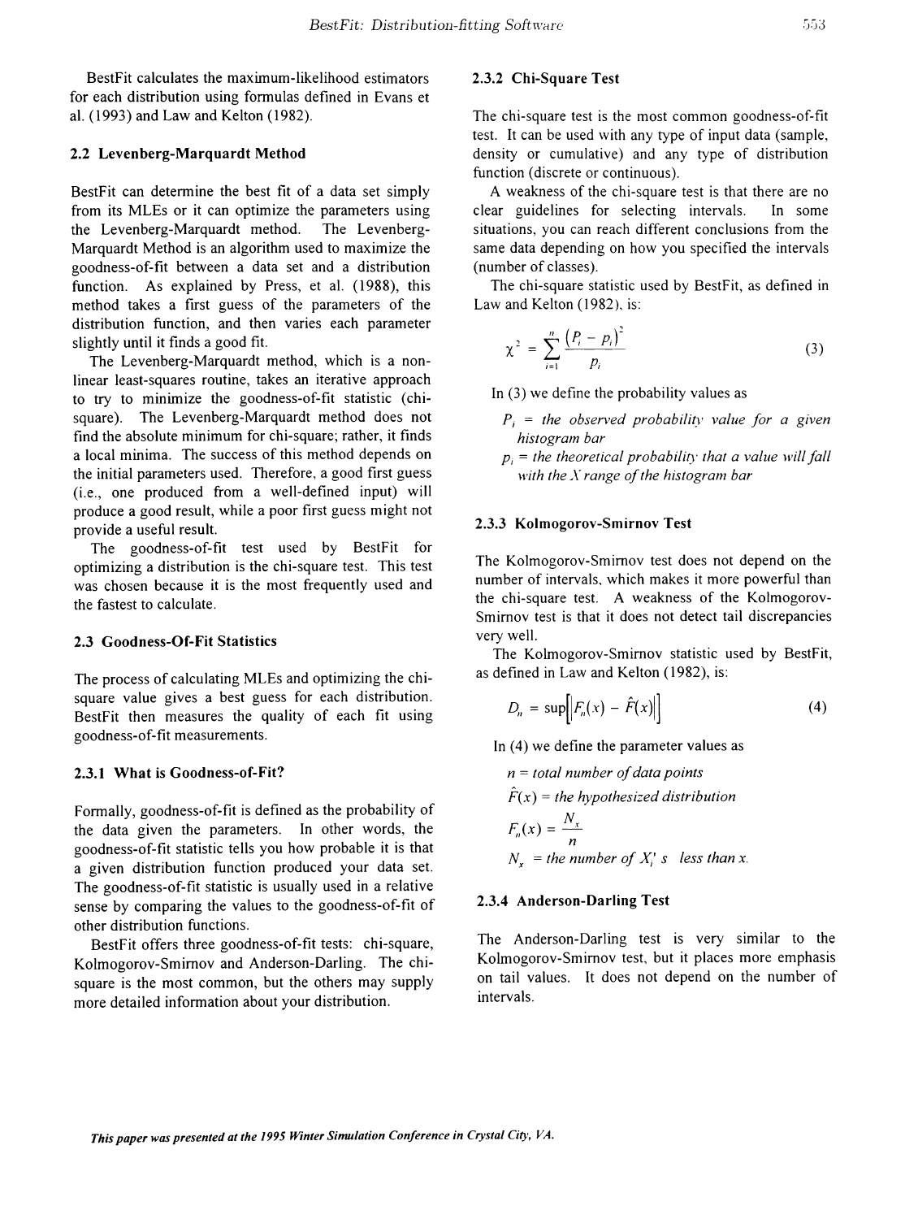BestFit calculates the maximum-likelihood estimators for each distribution using formulas defined in Evans et al. (1993) and Law and Kelton (1982).

### 2.2 Levenberg-Marquardt Method

BestFit can determine the best fit of a data set simply from its MLEs or it can optimize the parameters using the Levenberg-Marquardt method. The Levenberg-Marquardt Method is an algorithm used to maximize the goodness-of-fit between a data set and a distribution function. As explained by Press, et al. (1988), this method takes a first guess of the parameters of the distribution function, and then varies each parameter slightly until it finds a good fit.

The Levenberg-Marquardt method, which is a non-linear least-squares routine, takes an iterative approach to try to minimize the goodness-of-fit statistic (chi-square). The Levenberg-Marquardt method does not find the absolute minimum for chi-square; rather, it finds a local minima. The success of this method depends on the initial parameters used. Therefore, a good first guess (i.e., one produced from a well-defined input) will produce a good result, while a poor first guess might not provide a useful result.

The goodness-of-fit test used by BestFit for optimizing a distribution is the chi-square test. This test was chosen because it is the most frequently used and the fastest to calculate.

### 2.3 Goodness-Of-Fit Statistics

The process of calculating MLEs and optimizing the chi-square value gives a best guess for each distribution. BestFit then measures the quality of each fit using goodness-of-fit measurements.

#### 2.3.1 What is Goodness-of-Fit?

Formally, goodness-of-fit is defined as the probability of the data given the parameters. In other words, the goodness-of-fit statistic tells you how probable it is that a given distribution function produced your data set. The goodness-of-fit statistic is usually used in a relative sense by comparing the values to the goodness-of-fit of other distribution functions.

BestFit offers three goodness-of-fit tests: chi-square, Kolmogorov-Smirnov and Anderson-Darling. The chi-square is the most common, but the others may supply more detailed information about your distribution.

#### 2.3.2 Chi-Square Test

The chi-square test is the most common goodness-of-fit test. It can be used with any type of input data (sample, density or cumulative) and any type of distribution function (discrete or continuous).

A weakness of the chi-square test is that there are no clear guidelines for selecting intervals. In some situations, you can reach different conclusions from the same data depending on how you specified the intervals (number of classes).

The chi-square statistic used by BestFit, as defined in Law and Kelton (1982), is:

$$\chi^2 = \sum_{i=1}^{n} \frac{(P_i - p_i)^2}{p_i} \tag{3}$$

In (3) we define the probability values as

$P_i$ = *the observed probability value for a given histogram bar*

$p_i$ = *the theoretical probability that a value will fall with the X range of the histogram bar*

#### 2.3.3 Kolmogorov-Smirnov Test

The Kolmogorov-Smirnov test does not depend on the number of intervals, which makes it more powerful than the chi-square test. A weakness of the Kolmogorov-Smirnov test is that it does not detect tail discrepancies very well.

The Kolmogorov-Smirnov statistic used by BestFit, as defined in Law and Kelton (1982), is:

$$D_n = \sup\left[\left|F_n(x) - \hat{F}(x)\right|\right] \tag{4}$$

In (4) we define the parameter values as

$n$ = *total number of data points*

$\hat{F}(x)$ = *the hypothesized distribution*

$F_n(x) = \dfrac{N_x}{n}$

$N_x$ = *the number of $X_i$' s less than x.*

#### 2.3.4 Anderson-Darling Test

The Anderson-Darling test is very similar to the Kolmogorov-Smirnov test, but it places more emphasis on tail values. It does not depend on the number of intervals.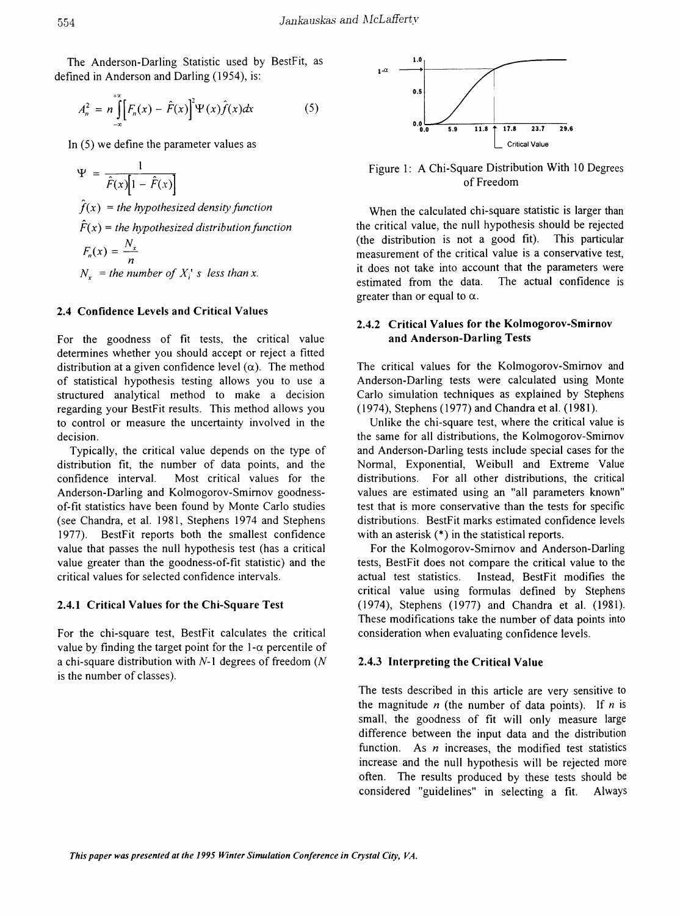The Anderson-Darling Statistic used by BestFit, as defined in Anderson and Darling (1954), is:

$$A_n^2 = n \int_{-\infty}^{+\infty} \left[F_n(x) - \hat{F}(x)\right]^2 \Psi(x)\hat{f}(x)dx \tag{5}$$

In (5) we define the parameter values as

$$\Psi = \frac{1}{\hat{F}(x)\left[1 - \hat{F}(x)\right]}$$

$\hat{f}(x)$ = *the hypothesized density function*

$\hat{F}(x)$ = *the hypothesized distribution function*

$$F_n(x) = \frac{N_x}{n}$$

$N_x$ = *the number of $X_i$' s less than x.*

### 2.4 Confidence Levels and Critical Values

For the goodness of fit tests, the critical value determines whether you should accept or reject a fitted distribution at a given confidence level ($\alpha$). The method of statistical hypothesis testing allows you to use a structured analytical method to make a decision regarding your BestFit results. This method allows you to control or measure the uncertainty involved in the decision.

Typically, the critical value depends on the type of distribution fit, the number of data points, and the confidence interval. Most critical values for the Anderson-Darling and Kolmogorov-Smirnov goodness-of-fit statistics have been found by Monte Carlo studies (see Chandra, et al. 1981, Stephens 1974 and Stephens 1977). BestFit reports both the smallest confidence value that passes the null hypothesis test (has a critical value greater than the goodness-of-fit statistic) and the critical values for selected confidence intervals.

#### 2.4.1 Critical Values for the Chi-Square Test

For the chi-square test, BestFit calculates the critical value by finding the target point for the 1-$\alpha$ percentile of a chi-square distribution with $N$-1 degrees of freedom ($N$ is the number of classes).

Figure 1: A Chi-Square Distribution With 10 Degrees of Freedom

When the calculated chi-square statistic is larger than the critical value, the null hypothesis should be rejected (the distribution is not a good fit). This particular measurement of the critical value is a conservative test, it does not take into account that the parameters were estimated from the data. The actual confidence is greater than or equal to $\alpha$.

#### 2.4.2 Critical Values for the Kolmogorov-Smirnov and Anderson-Darling Tests

The critical values for the Kolmogorov-Smirnov and Anderson-Darling tests were calculated using Monte Carlo simulation techniques as explained by Stephens (1974), Stephens (1977) and Chandra et al. (1981).

Unlike the chi-square test, where the critical value is the same for all distributions, the Kolmogorov-Smirnov and Anderson-Darling tests include special cases for the Normal, Exponential, Weibull and Extreme Value distributions. For all other distributions, the critical values are estimated using an "all parameters known" test that is more conservative than the tests for specific distributions. BestFit marks estimated confidence levels with an asterisk (*) in the statistical reports.

For the Kolmogorov-Smirnov and Anderson-Darling tests, BestFit does not compare the critical value to the actual test statistics. Instead, BestFit modifies the critical value using formulas defined by Stephens (1974), Stephens (1977) and Chandra et al. (1981). These modifications take the number of data points into consideration when evaluating confidence levels.

#### 2.4.3 Interpreting the Critical Value

The tests described in this article are very sensitive to the magnitude $n$ (the number of data points). If $n$ is small, the goodness of fit will only measure large difference between the input data and the distribution function. As $n$ increases, the modified test statistics increase and the null hypothesis will be rejected more often. The results produced by these tests should be considered "guidelines" in selecting a fit. Always

*This paper was presented at the 1995 Winter Simulation Conference in Crystal City, VA.*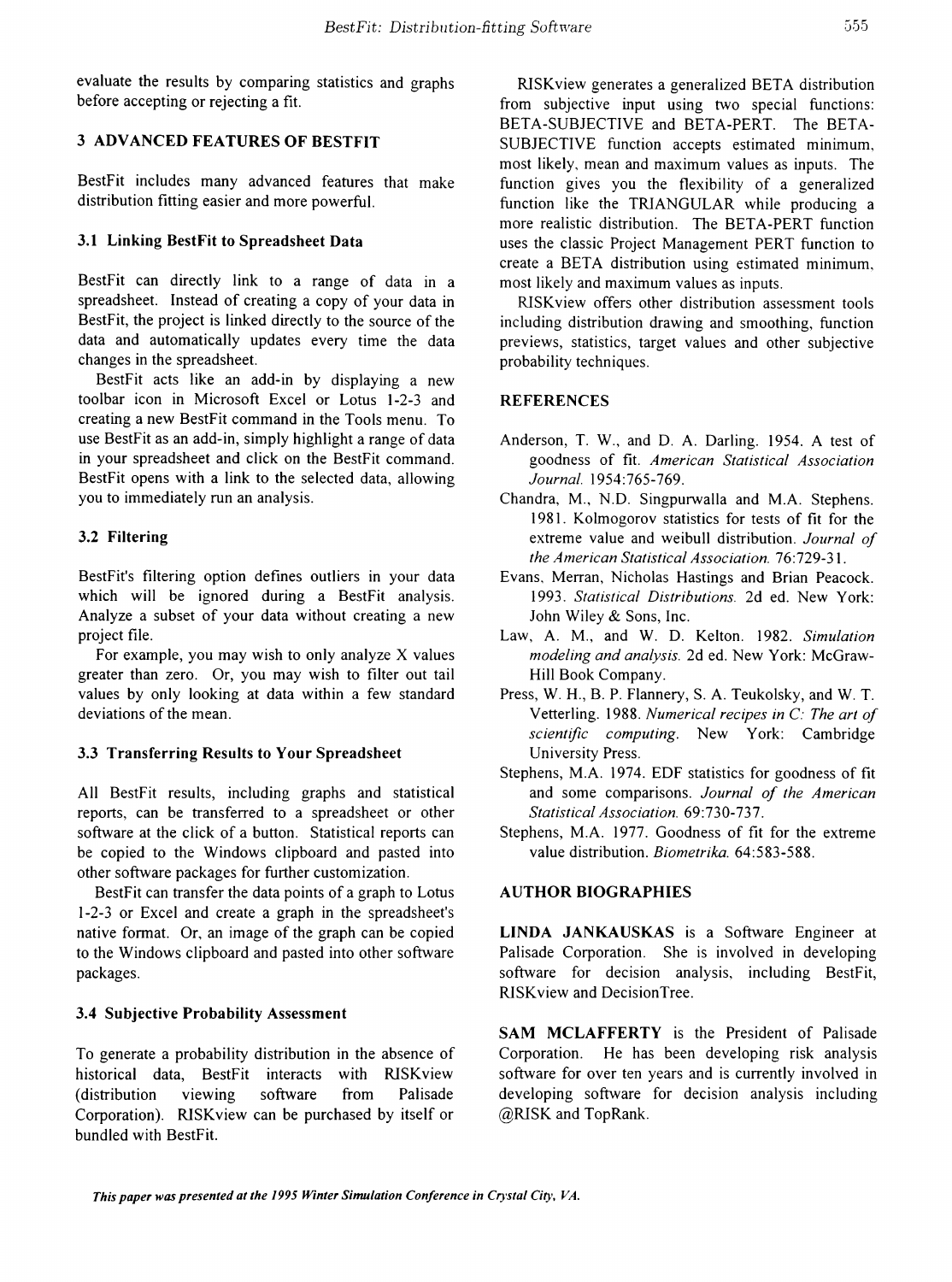evaluate the results by comparing statistics and graphs before accepting or rejecting a fit.

## 3 ADVANCED FEATURES OF BESTFIT

BestFit includes many advanced features that make distribution fitting easier and more powerful.

### 3.1 Linking BestFit to Spreadsheet Data

BestFit can directly link to a range of data in a spreadsheet. Instead of creating a copy of your data in BestFit, the project is linked directly to the source of the data and automatically updates every time the data changes in the spreadsheet.

BestFit acts like an add-in by displaying a new toolbar icon in Microsoft Excel or Lotus 1-2-3 and creating a new BestFit command in the Tools menu. To use BestFit as an add-in, simply highlight a range of data in your spreadsheet and click on the BestFit command. BestFit opens with a link to the selected data, allowing you to immediately run an analysis.

### 3.2 Filtering

BestFit's filtering option defines outliers in your data which will be ignored during a BestFit analysis. Analyze a subset of your data without creating a new project file.

For example, you may wish to only analyze X values greater than zero. Or, you may wish to filter out tail values by only looking at data within a few standard deviations of the mean.

### 3.3 Transferring Results to Your Spreadsheet

All BestFit results, including graphs and statistical reports, can be transferred to a spreadsheet or other software at the click of a button. Statistical reports can be copied to the Windows clipboard and pasted into other software packages for further customization.

BestFit can transfer the data points of a graph to Lotus 1-2-3 or Excel and create a graph in the spreadsheet's native format. Or, an image of the graph can be copied to the Windows clipboard and pasted into other software packages.

### 3.4 Subjective Probability Assessment

To generate a probability distribution in the absence of historical data, BestFit interacts with RISKview (distribution viewing software from Palisade Corporation). RISKview can be purchased by itself or bundled with BestFit.

RISKview generates a generalized BETA distribution from subjective input using two special functions: BETA-SUBJECTIVE and BETA-PERT. The BETA-SUBJECTIVE function accepts estimated minimum, most likely, mean and maximum values as inputs. The function gives you the flexibility of a generalized function like the TRIANGULAR while producing a more realistic distribution. The BETA-PERT function uses the classic Project Management PERT function to create a BETA distribution using estimated minimum, most likely and maximum values as inputs.

RISKview offers other distribution assessment tools including distribution drawing and smoothing, function previews, statistics, target values and other subjective probability techniques.

## REFERENCES

Anderson, T. W., and D. A. Darling. 1954. A test of goodness of fit. *American Statistical Association Journal.* 1954:765-769.

Chandra, M., N.D. Singpurwalla and M.A. Stephens. 1981. Kolmogorov statistics for tests of fit for the extreme value and weibull distribution. *Journal of the American Statistical Association.* 76:729-31.

Evans, Merran, Nicholas Hastings and Brian Peacock. 1993. *Statistical Distributions.* 2d ed. New York: John Wiley & Sons, Inc.

Law, A. M., and W. D. Kelton. 1982. *Simulation modeling and analysis.* 2d ed. New York: McGraw-Hill Book Company.

Press, W. H., B. P. Flannery, S. A. Teukolsky, and W. T. Vetterling. 1988. *Numerical recipes in C: The art of scientific computing.* New York: Cambridge University Press.

Stephens, M.A. 1974. EDF statistics for goodness of fit and some comparisons. *Journal of the American Statistical Association.* 69:730-737.

Stephens, M.A. 1977. Goodness of fit for the extreme value distribution. *Biometrika.* 64:583-588.

## AUTHOR BIOGRAPHIES

**LINDA JANKAUSKAS** is a Software Engineer at Palisade Corporation. She is involved in developing software for decision analysis, including BestFit, RISKview and DecisionTree.

**SAM MCLAFFERTY** is the President of Palisade Corporation. He has been developing risk analysis software for over ten years and is currently involved in developing software for decision analysis including @RISK and TopRank.

***This paper was presented at the 1995 Winter Simulation Conference in Crystal City, VA.***